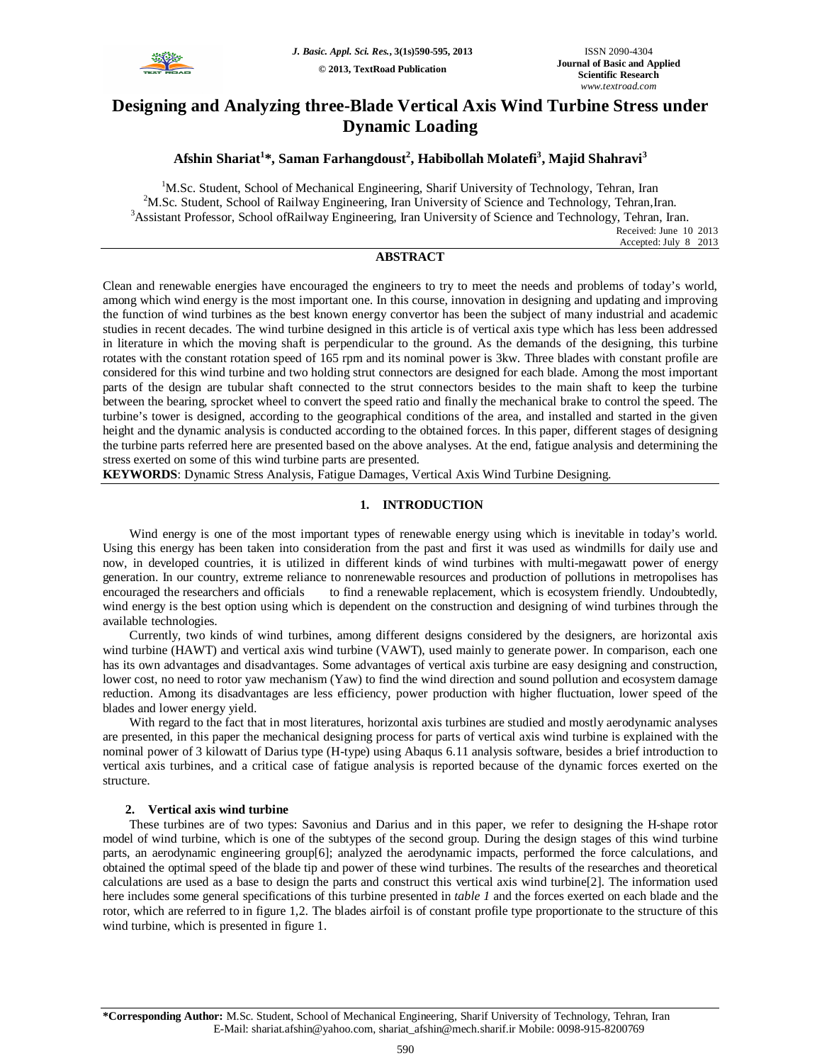# Designing and Analyzing three-Blade Vertical Axis Wind Turbine Stress under Dynamic Loading

**Afshin Shariat[1]*, Saman Farhangdoust[2], Habibollah Molatefi[3], Majid Shahravi[3]**

[1]M.Sc. Student, School of Mechanical Engineering, Sharif University of Technology, Tehran, Iran
[2]M.Sc. Student, School of Railway Engineering, Iran University of Science and Technology, Tehran,Iran.
[3]Assistant Professor, School ofRailway Engineering, Iran University of Science and Technology, Tehran, Iran.

Received: June 10 2013
Accepted: July 8 2013

## ABSTRACT

Clean and renewable energies have encouraged the engineers to try to meet the needs and problems of today's world, among which wind energy is the most important one. In this course, innovation in designing and updating and improving the function of wind turbines as the best known energy convertor has been the subject of many industrial and academic studies in recent decades. The wind turbine designed in this article is of vertical axis type which has less been addressed in literature in which the moving shaft is perpendicular to the ground. As the demands of the designing, this turbine rotates with the constant rotation speed of 165 rpm and its nominal power is 3kw. Three blades with constant profile are considered for this wind turbine and two holding strut connectors are designed for each blade. Among the most important parts of the design are tubular shaft connected to the strut connectors besides to the main shaft to keep the turbine between the bearing, sprocket wheel to convert the speed ratio and finally the mechanical brake to control the speed. The turbine's tower is designed, according to the geographical conditions of the area, and installed and started in the given height and the dynamic analysis is conducted according to the obtained forces. In this paper, different stages of designing the turbine parts referred here are presented based on the above analyses. At the end, fatigue analysis and determining the stress exerted on some of this wind turbine parts are presented.

**KEYWORDS**: Dynamic Stress Analysis, Fatigue Damages, Vertical Axis Wind Turbine Designing.

## 1. INTRODUCTION

Wind energy is one of the most important types of renewable energy using which is inevitable in today's world. Using this energy has been taken into consideration from the past and first it was used as windmills for daily use and now, in developed countries, it is utilized in different kinds of wind turbines with multi-megawatt power of energy generation. In our country, extreme reliance to nonrenewable resources and production of pollutions in metropolises has encouraged the researchers and officials to find a renewable replacement, which is ecosystem friendly. Undoubtedly, wind energy is the best option using which is dependent on the construction and designing of wind turbines through the available technologies.

Currently, two kinds of wind turbines, among different designs considered by the designers, are horizontal axis wind turbine (HAWT) and vertical axis wind turbine (VAWT), used mainly to generate power. In comparison, each one has its own advantages and disadvantages. Some advantages of vertical axis turbine are easy designing and construction, lower cost, no need to rotor yaw mechanism (Yaw) to find the wind direction and sound pollution and ecosystem damage reduction. Among its disadvantages are less efficiency, power production with higher fluctuation, lower speed of the blades and lower energy yield.

With regard to the fact that in most literatures, horizontal axis turbines are studied and mostly aerodynamic analyses are presented, in this paper the mechanical designing process for parts of vertical axis wind turbine is explained with the nominal power of 3 kilowatt of Darius type (H-type) using Abaqus 6.11 analysis software, besides a brief introduction to vertical axis turbines, and a critical case of fatigue analysis is reported because of the dynamic forces exerted on the structure.

### 2. Vertical axis wind turbine

These turbines are of two types: Savonius and Darius and in this paper, we refer to designing the H-shape rotor model of wind turbine, which is one of the subtypes of the second group. During the design stages of this wind turbine parts, an aerodynamic engineering group[6]; analyzed the aerodynamic impacts, performed the force calculations, and obtained the optimal speed of the blade tip and power of these wind turbines. The results of the researches and theoretical calculations are used as a base to design the parts and construct this vertical axis wind turbine[2]. The information used here includes some general specifications of this turbine presented in *table 1* and the forces exerted on each blade and the rotor, which are referred to in figure 1,2. The blades airfoil is of constant profile type proportionate to the structure of this wind turbine, which is presented in figure 1.

**\*Corresponding Author:** M.Sc. Student, School of Mechanical Engineering, Sharif University of Technology, Tehran, Iran
E-Mail: shariat.afshin@yahoo.com, shariat_afshin@mech.sharif.ir Mobile: 0098-915-8200769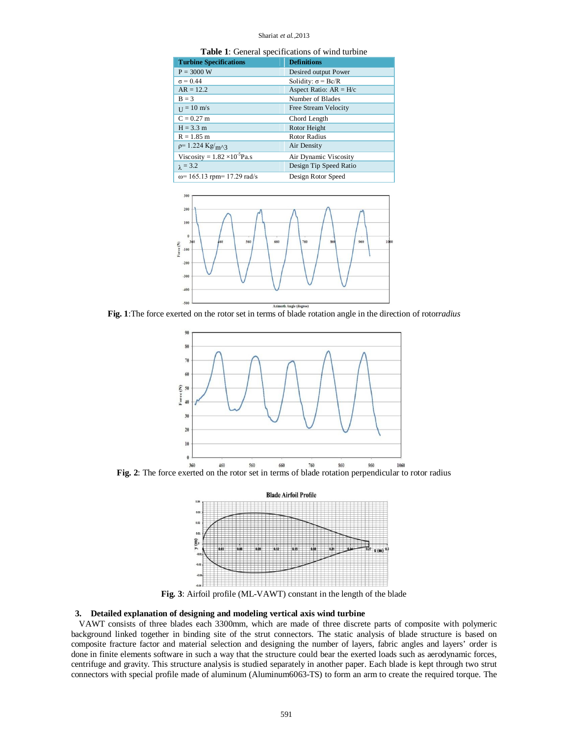**Table 1**: General specifications of wind turbine

| Turbine Specifications | Definitions |
|---|---|
| P = 3000 W | Desired output Power |
| $\sigma = 0.44$ | Solidity: $\sigma = Bc/R$ |
| AR = 12.2 | Aspect Ratio: AR = H/c |
| B = 3 | Number of Blades |
| U = 10 m/s | Free Stream Velocity |
| C = 0.27 m | Chord Length |
| H = 3.3 m | Rotor Height |
| R = 1.85 m | Rotor Radius |
| $\rho$= 1.224 Kg/m^3 | Air Density |
| Viscosity = $1.82 \times 10^{-5}$ Pa.s | Air Dynamic Viscosity |
| $\lambda$ = 3.2 | Design Tip Speed Ratio |
| $\omega$= 165.13 rpm= 17.29 rad/s | Design Rotor Speed |

**Fig. 1**:The force exerted on the rotor set in terms of blade rotation angle in the direction of rotor*radius*

**Fig. 2**: The force exerted on the rotor set in terms of blade rotation perpendicular to rotor radius

**Fig. 3**: Airfoil profile (ML-VAWT) constant in the length of the blade

### 3. Detailed explanation of designing and modeling vertical axis wind turbine

VAWT consists of three blades each 3300mm, which are made of three discrete parts of composite with polymeric background linked together in binding site of the strut connectors. The static analysis of blade structure is based on composite fracture factor and material selection and designing the number of layers, fabric angles and layers' order is done in finite elements software in such a way that the structure could bear the exerted loads such as aerodynamic forces, centrifuge and gravity. This structure analysis is studied separately in another paper. Each blade is kept through two strut connectors with special profile made of aluminum (Aluminum6063-TS) to form an arm to create the required torque. The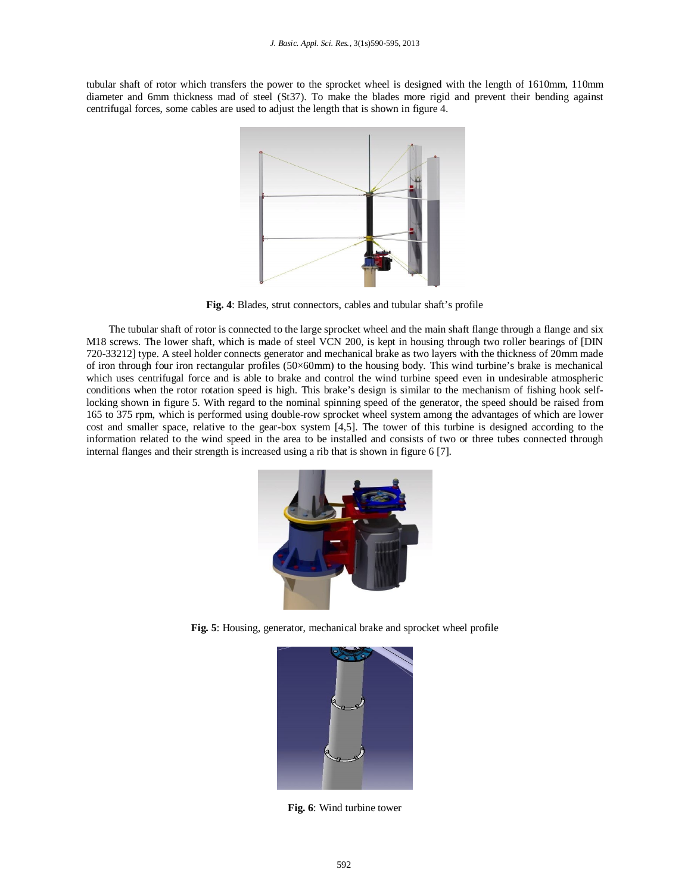tubular shaft of rotor which transfers the power to the sprocket wheel is designed with the length of 1610mm, 110mm diameter and 6mm thickness mad of steel (St37). To make the blades more rigid and prevent their bending against centrifugal forces, some cables are used to adjust the length that is shown in figure 4.

**Fig. 4**: Blades, strut connectors, cables and tubular shaft's profile

The tubular shaft of rotor is connected to the large sprocket wheel and the main shaft flange through a flange and six M18 screws. The lower shaft, which is made of steel VCN 200, is kept in housing through two roller bearings of [DIN 720-33212] type. A steel holder connects generator and mechanical brake as two layers with the thickness of 20mm made of iron through four iron rectangular profiles (50×60mm) to the housing body. This wind turbine's brake is mechanical which uses centrifugal force and is able to brake and control the wind turbine speed even in undesirable atmospheric conditions when the rotor rotation speed is high. This brake's design is similar to the mechanism of fishing hook self-locking shown in figure 5. With regard to the nominal spinning speed of the generator, the speed should be raised from 165 to 375 rpm, which is performed using double-row sprocket wheel system among the advantages of which are lower cost and smaller space, relative to the gear-box system [4,5]. The tower of this turbine is designed according to the information related to the wind speed in the area to be installed and consists of two or three tubes connected through internal flanges and their strength is increased using a rib that is shown in figure 6 [7].

**Fig. 5**: Housing, generator, mechanical brake and sprocket wheel profile

**Fig. 6**: Wind turbine tower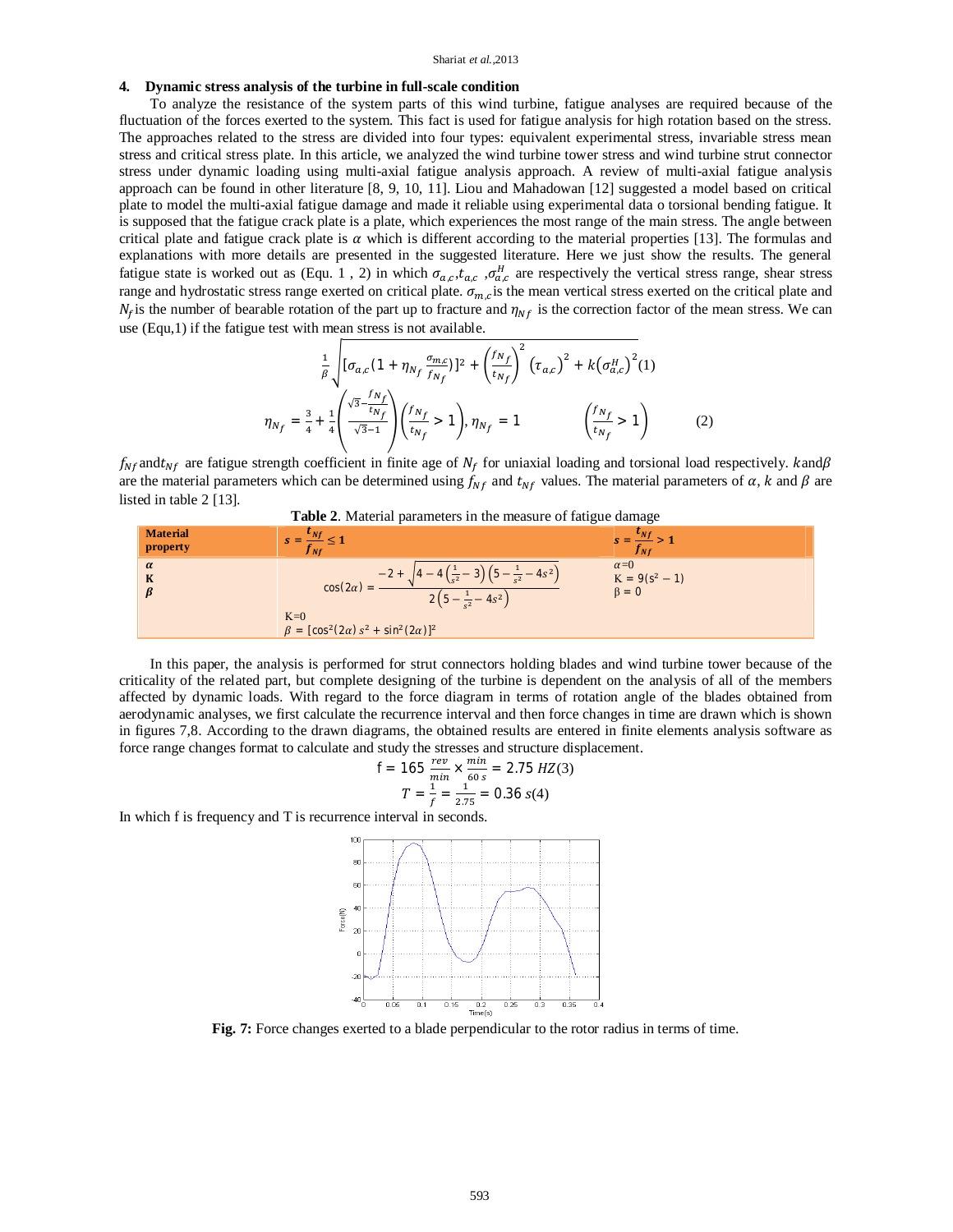## 4. Dynamic stress analysis of the turbine in full-scale condition

To analyze the resistance of the system parts of this wind turbine, fatigue analyses are required because of the fluctuation of the forces exerted to the system. This fact is used for fatigue analysis for high rotation based on the stress. The approaches related to the stress are divided into four types: equivalent experimental stress, invariable stress mean stress and critical stress plate. In this article, we analyzed the wind turbine tower stress and wind turbine strut connector stress under dynamic loading using multi-axial fatigue analysis approach. A review of multi-axial fatigue analysis approach can be found in other literature [8, 9, 10, 11]. Liou and Mahadowan [12] suggested a model based on critical plate to model the multi-axial fatigue damage and made it reliable using experimental data o torsional bending fatigue. It is supposed that the fatigue crack plate is a plate, which experiences the most range of the main stress. The angle between critical plate and fatigue crack plate is $\alpha$ which is different according to the material properties [13]. The formulas and explanations with more details are presented in the suggested literature. Here we just show the results. The general fatigue state is worked out as (Equ. 1 , 2) in which $\sigma_{a,c}$,$t_{a,c}$ ,$\sigma^{H}_{a,c}$ are respectively the vertical stress range, shear stress range and hydrostatic stress range exerted on critical plate. $\sigma_{m,c}$is the mean vertical stress exerted on the critical plate and $N_f$is the number of bearable rotation of the part up to fracture and $\eta_{Nf}$ is the correction factor of the mean stress. We can use (Equ,1) if the fatigue test with mean stress is not available.

$$\frac{1}{\beta}\sqrt{[\sigma_{a,c}(1+\eta_{N_f}\frac{\sigma_{m,c}}{f_{N_f}})]^2+\left(\frac{f_{N_f}}{t_{N_f}}\right)^2(\tau_{a,c})^2+k\left(\sigma^{H}_{a,c}\right)^2} \quad (1)$$

$$\eta_{N_f}=\frac{3}{4}+\frac{1}{4}\left(\frac{\sqrt{3}-\frac{f_{N_f}}{t_{N_f}}}{\sqrt{3}-1}\right)\left(\frac{f_{N_f}}{t_{N_f}}>1\right),\ \eta_{N_f}=1 \qquad \left(\frac{f_{N_f}}{t_{N_f}}>1\right) \quad (2)$$

$f_{Nf}$and$t_{Nf}$ are fatigue strength coefficient in finite age of $N_f$ for uniaxial loading and torsional load respectively. $k$and$\beta$ are the material parameters which can be determined using $f_{Nf}$ and $t_{Nf}$ values. The material parameters of $\alpha$, $k$ and $\beta$ are listed in table 2 [13].

**Table 2**. Material parameters in the measure of fatigue damage

| Material property | $s=\frac{t_{Nf}}{f_{Nf}}\leq 1$ | $s=\frac{t_{Nf}}{f_{Nf}}>1$ |
|---|---|---|
| $\alpha$<br>K<br>$\beta$ | $\cos(2\alpha)=\frac{-2+\sqrt{4-4\left(\frac{1}{s^2}-3\right)\left(5-\frac{1}{s^2}-4s^2\right)}}{2\left(5-\frac{1}{s^2}-4s^2\right)}$<br>K=0<br>$\beta=[\cos^2(2\alpha)\,s^2+\sin^2(2\alpha)]^2$ | $\alpha$=0<br>$K=9(s^2-1)$<br>$\beta=0$ |

In this paper, the analysis is performed for strut connectors holding blades and wind turbine tower because of the criticality of the related part, but complete designing of the turbine is dependent on the analysis of all of the members affected by dynamic loads. With regard to the force diagram in terms of rotation angle of the blades obtained from aerodynamic analyses, we first calculate the recurrence interval and then force changes in time are drawn which is shown in figures 7,8. According to the drawn diagrams, the obtained results are entered in finite elements analysis software as force range changes format to calculate and study the stresses and structure displacement.

$$f=165\ \frac{rev}{min}\times\frac{min}{60\ s}=2.75\ HZ \quad (3)$$

$$T=\frac{1}{f}=\frac{1}{2.75}=0.36\ s \quad (4)$$

In which f is frequency and T is recurrence interval in seconds.

**Fig. 7:** Force changes exerted to a blade perpendicular to the rotor radius in terms of time.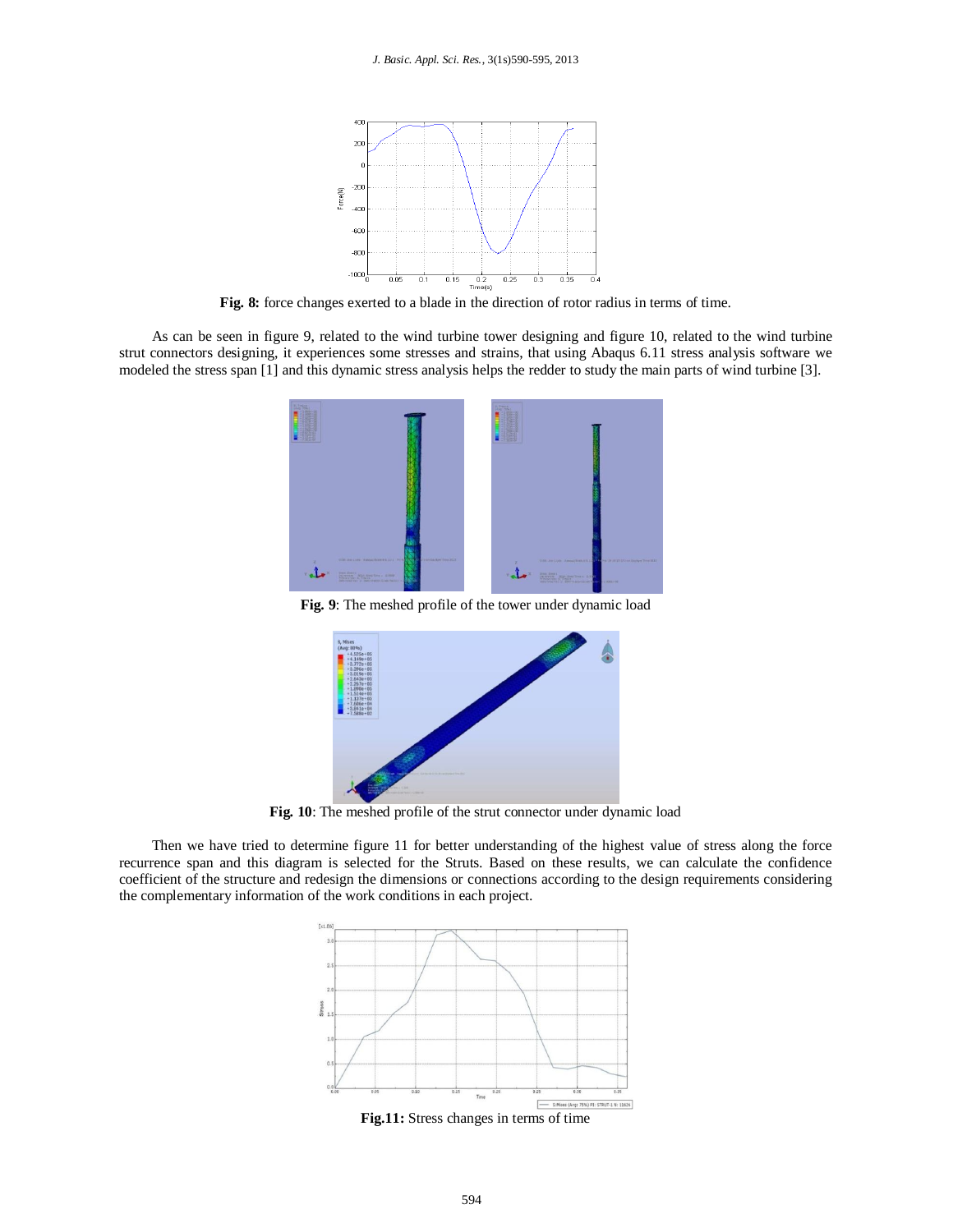**Fig. 8:** force changes exerted to a blade in the direction of rotor radius in terms of time.

As can be seen in figure 9, related to the wind turbine tower designing and figure 10, related to the wind turbine strut connectors designing, it experiences some stresses and strains, that using Abaqus 6.11 stress analysis software we modeled the stress span [1] and this dynamic stress analysis helps the redder to study the main parts of wind turbine [3].

**Fig. 9**: The meshed profile of the tower under dynamic load

**Fig. 10**: The meshed profile of the strut connector under dynamic load

Then we have tried to determine figure 11 for better understanding of the highest value of stress along the force recurrence span and this diagram is selected for the Struts. Based on these results, we can calculate the confidence coefficient of the structure and redesign the dimensions or connections according to the design requirements considering the complementary information of the work conditions in each project.

**Fig.11:** Stress changes in terms of time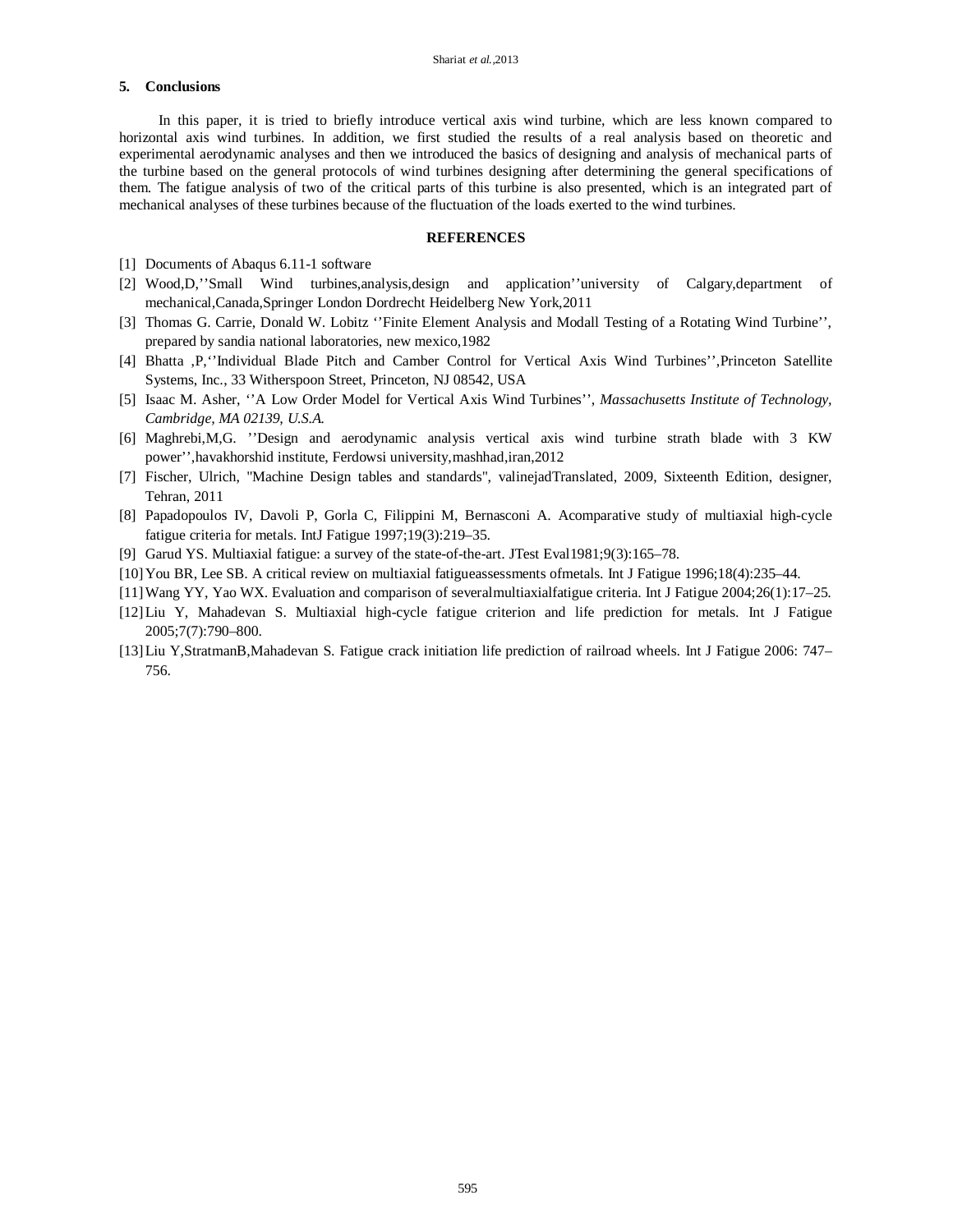## 5. Conclusions

In this paper, it is tried to briefly introduce vertical axis wind turbine, which are less known compared to horizontal axis wind turbines. In addition, we first studied the results of a real analysis based on theoretic and experimental aerodynamic analyses and then we introduced the basics of designing and analysis of mechanical parts of the turbine based on the general protocols of wind turbines designing after determining the general specifications of them. The fatigue analysis of two of the critical parts of this turbine is also presented, which is an integrated part of mechanical analyses of these turbines because of the fluctuation of the loads exerted to the wind turbines.

## REFERENCES

[1] Documents of Abaqus 6.11-1 software

[2] Wood,D,’’Small Wind turbines,analysis,design and application’’university of Calgary,department of mechanical,Canada,Springer London Dordrecht Heidelberg New York,2011

[3] Thomas G. Carrie, Donald W. Lobitz ‘’Finite Element Analysis and Modall Testing of a Rotating Wind Turbine’’, prepared by sandia national laboratories, new mexico,1982

[4] Bhatta ,P,’’Individual Blade Pitch and Camber Control for Vertical Axis Wind Turbines’’,Princeton Satellite Systems, Inc., 33 Witherspoon Street, Princeton, NJ 08542, USA

[5] Isaac M. Asher, ‘’A Low Order Model for Vertical Axis Wind Turbines’’, *Massachusetts Institute of Technology, Cambridge, MA 02139, U.S.A.*

[6] Maghrebi,M,G. ’’Design and aerodynamic analysis vertical axis wind turbine strath blade with 3 KW power’’,havakhorshid institute, Ferdowsi university,mashhad,iran,2012

[7] Fischer, Ulrich, "Machine Design tables and standards", valinejadTranslated, 2009, Sixteenth Edition, designer, Tehran, 2011

[8] Papadopoulos IV, Davoli P, Gorla C, Filippini M, Bernasconi A. Acomparative study of multiaxial high-cycle fatigue criteria for metals. IntJ Fatigue 1997;19(3):219–35.

[9] Garud YS. Multiaxial fatigue: a survey of the state-of-the-art. JTest Eval1981;9(3):165–78.

[10] You BR, Lee SB. A critical review on multiaxial fatigueassessments ofmetals. Int J Fatigue 1996;18(4):235–44.

[11] Wang YY, Yao WX. Evaluation and comparison of severalmultiaxialfatigue criteria. Int J Fatigue 2004;26(1):17–25.

[12] Liu Y, Mahadevan S. Multiaxial high-cycle fatigue criterion and life prediction for metals. Int J Fatigue 2005;7(7):790–800.

[13] Liu Y,StratmanB,Mahadevan S. Fatigue crack initiation life prediction of railroad wheels. Int J Fatigue 2006: 747–756.